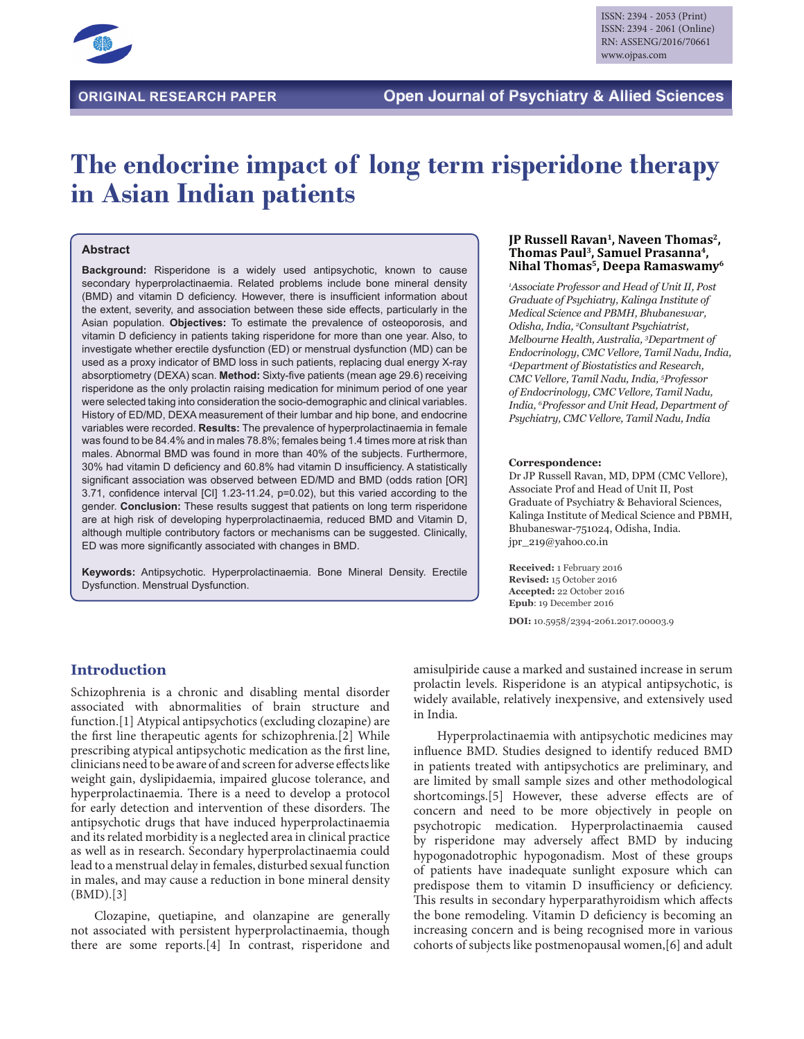ORIGINAL RESEARCH PAPER

# The endocrine impact of long term risperidone therapy in Asian Indian patients

## Abstract

**Background:** Risperidone is a widely used antipsychotic, known to cause secondary hyperprolactinaemia. Related problems include bone mineral density (BMD) and vitamin D deficiency. However, there is insufficient information about the extent, severity, and association between these side effects, particularly in the Asian population. **Objectives:** To estimate the prevalence of osteoporosis, and vitamin D deficiency in patients taking risperidone for more than one year. Also, to investigate whether erectile dysfunction (ED) or menstrual dysfunction (MD) can be used as a proxy indicator of BMD loss in such patients, replacing dual energy X-ray absorptiometry (DEXA) scan. **Method:** Sixty-five patients (mean age 29.6) receiving risperidone as the only prolactin raising medication for minimum period of one year were selected taking into consideration the socio-demographic and clinical variables. History of ED/MD, DEXA measurement of their lumbar and hip bone, and endocrine variables were recorded. **Results:** The prevalence of hyperprolactinaemia in female was found to be 84.4% and in males 78.8%; females being 1.4 times more at risk than males. Abnormal BMD was found in more than 40% of the subjects. Furthermore, 30% had vitamin D deficiency and 60.8% had vitamin D insufficiency. A statistically significant association was observed between ED/MD and BMD (odds ration [OR] 3.71, confidence interval [CI] 1.23-11.24, p=0.02), but this varied according to the gender. **Conclusion:** These results suggest that patients on long term risperidone are at high risk of developing hyperprolactinaemia, reduced BMD and Vitamin D, although multiple contributory factors or mechanisms can be suggested. Clinically, ED was more significantly associated with changes in BMD.

**Keywords:** Antipsychotic. Hyperprolactinaemia. Bone Mineral Density. Erectile Dysfunction. Menstrual Dysfunction.

**JP Russell Ravan[1], Naveen Thomas[2], Thomas Paul[3], Samuel Prasanna[4], Nihal Thomas[5], Deepa Ramaswamy[6]**

*[1]Associate Professor and Head of Unit II, Post Graduate of Psychiatry, Kalinga Institute of Medical Science and PBMH, Bhubaneswar, Odisha, India, [2]Consultant Psychiatrist, Melbourne Health, Australia, [3]Department of Endocrinology, CMC Vellore, Tamil Nadu, India, [4]Department of Biostatistics and Research, CMC Vellore, Tamil Nadu, India, [5]Professor of Endocrinology, CMC Vellore, Tamil Nadu, India, [6]Professor and Unit Head, Department of Psychiatry, CMC Vellore, Tamil Nadu, India*

**Correspondence:**
Dr JP Russell Ravan, MD, DPM (CMC Vellore), Associate Prof and Head of Unit II, Post Graduate of Psychiatry & Behavioral Sciences, Kalinga Institute of Medical Science and PBMH, Bhubaneswar-751024, Odisha, India.
jpr_219@yahoo.co.in

**Received:** 1 February 2016
**Revised:** 15 October 2016
**Accepted:** 22 October 2016
**Epub**: 19 December 2016

**DOI:** 10.5958/2394-2061.2017.00003.9

## Introduction

Schizophrenia is a chronic and disabling mental disorder associated with abnormalities of brain structure and function.[1] Atypical antipsychotics (excluding clozapine) are the first line therapeutic agents for schizophrenia.[2] While prescribing atypical antipsychotic medication as the first line, clinicians need to be aware of and screen for adverse effects like weight gain, dyslipidaemia, impaired glucose tolerance, and hyperprolactinaemia. There is a need to develop a protocol for early detection and intervention of these disorders. The antipsychotic drugs that have induced hyperprolactinaemia and its related morbidity is a neglected area in clinical practice as well as in research. Secondary hyperprolactinaemia could lead to a menstrual delay in females, disturbed sexual function in males, and may cause a reduction in bone mineral density (BMD).[3]

Clozapine, quetiapine, and olanzapine are generally not associated with persistent hyperprolactinaemia, though there are some reports.[4] In contrast, risperidone and amisulpiride cause a marked and sustained increase in serum prolactin levels. Risperidone is an atypical antipsychotic, is widely available, relatively inexpensive, and extensively used in India.

Hyperprolactinaemia with antipsychotic medicines may influence BMD. Studies designed to identify reduced BMD in patients treated with antipsychotics are preliminary, and are limited by small sample sizes and other methodological shortcomings.[5] However, these adverse effects are of concern and need to be more objectively in people on psychotropic medication. Hyperprolactinaemia caused by risperidone may adversely affect BMD by inducing hypogonadotrophic hypogonadism. Most of these groups of patients have inadequate sunlight exposure which can predispose them to vitamin D insufficiency or deficiency. This results in secondary hyperparathyroidism which affects the bone remodeling. Vitamin D deficiency is becoming an increasing concern and is being recognised more in various cohorts of subjects like postmenopausal women,[6] and adult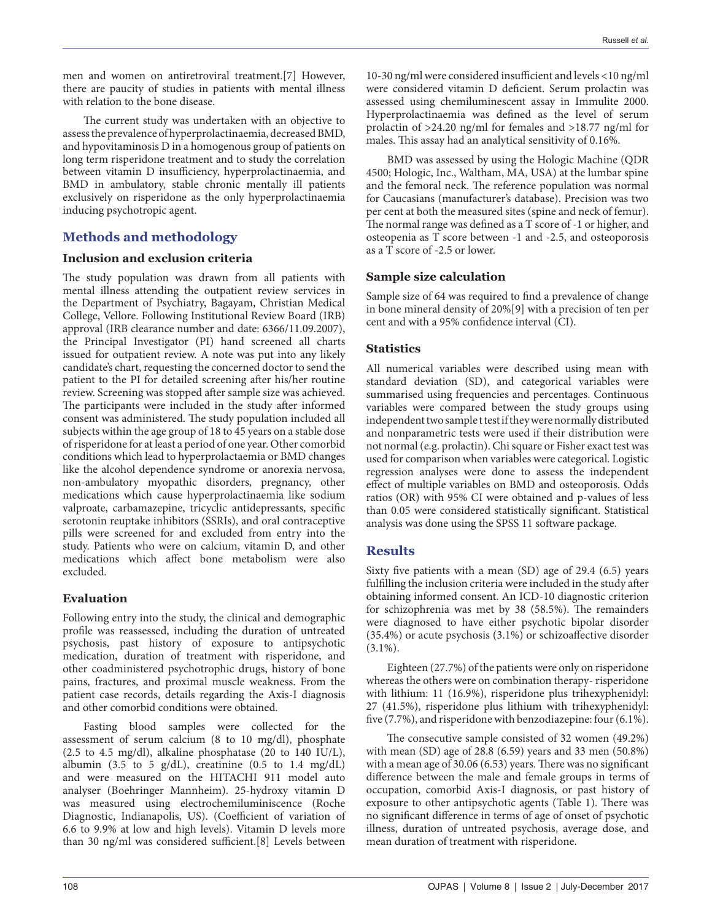men and women on antiretroviral treatment.[7] However, there are paucity of studies in patients with mental illness with relation to the bone disease.

The current study was undertaken with an objective to assess the prevalence of hyperprolactinaemia, decreased BMD, and hypovitaminosis D in a homogenous group of patients on long term risperidone treatment and to study the correlation between vitamin D insufficiency, hyperprolactinaemia, and BMD in ambulatory, stable chronic mentally ill patients exclusively on risperidone as the only hyperprolactinaemia inducing psychotropic agent.

## Methods and methodology

### Inclusion and exclusion criteria

The study population was drawn from all patients with mental illness attending the outpatient review services in the Department of Psychiatry, Bagayam, Christian Medical College, Vellore. Following Institutional Review Board (IRB) approval (IRB clearance number and date: 6366/11.09.2007), the Principal Investigator (PI) hand screened all charts issued for outpatient review. A note was put into any likely candidate's chart, requesting the concerned doctor to send the patient to the PI for detailed screening after his/her routine review. Screening was stopped after sample size was achieved. The participants were included in the study after informed consent was administered. The study population included all subjects within the age group of 18 to 45 years on a stable dose of risperidone for at least a period of one year. Other comorbid conditions which lead to hyperprolactaemia or BMD changes like the alcohol dependence syndrome or anorexia nervosa, non-ambulatory myopathic disorders, pregnancy, other medications which cause hyperprolactinaemia like sodium valproate, carbamazepine, tricyclic antidepressants, specific serotonin reuptake inhibitors (SSRIs), and oral contraceptive pills were screened for and excluded from entry into the study. Patients who were on calcium, vitamin D, and other medications which affect bone metabolism were also excluded.

### Evaluation

Following entry into the study, the clinical and demographic profile was reassessed, including the duration of untreated psychosis, past history of exposure to antipsychotic medication, duration of treatment with risperidone, and other coadministered psychotrophic drugs, history of bone pains, fractures, and proximal muscle weakness. From the patient case records, details regarding the Axis-I diagnosis and other comorbid conditions were obtained.

Fasting blood samples were collected for the assessment of serum calcium (8 to 10 mg/dl), phosphate (2.5 to 4.5 mg/dl), alkaline phosphatase (20 to 140 IU/L), albumin (3.5 to 5 g/dL), creatinine (0.5 to 1.4 mg/dL) and were measured on the HITACHI 911 model auto analyser (Boehringer Mannheim). 25-hydroxy vitamin D was measured using electrochemiluminiscence (Roche Diagnostic, Indianapolis, US). (Coefficient of variation of 6.6 to 9.9% at low and high levels). Vitamin D levels more than 30 ng/ml was considered sufficient.[8] Levels between 10-30 ng/ml were considered insufficient and levels <10 ng/ml were considered vitamin D deficient. Serum prolactin was assessed using chemiluminescent assay in Immulite 2000. Hyperprolactinaemia was defined as the level of serum prolactin of >24.20 ng/ml for females and >18.77 ng/ml for males. This assay had an analytical sensitivity of 0.16%.

BMD was assessed by using the Hologic Machine (QDR 4500; Hologic, Inc., Waltham, MA, USA) at the lumbar spine and the femoral neck. The reference population was normal for Caucasians (manufacturer's database). Precision was two per cent at both the measured sites (spine and neck of femur). The normal range was defined as a T score of -1 or higher, and osteopenia as T score between -1 and -2.5, and osteoporosis as a T score of -2.5 or lower.

### Sample size calculation

Sample size of 64 was required to find a prevalence of change in bone mineral density of 20%[9] with a precision of ten per cent and with a 95% confidence interval (CI).

### Statistics

All numerical variables were described using mean with standard deviation (SD), and categorical variables were summarised using frequencies and percentages. Continuous variables were compared between the study groups using independent two sample t test if they were normally distributed and nonparametric tests were used if their distribution were not normal (e.g. prolactin). Chi square or Fisher exact test was used for comparison when variables were categorical. Logistic regression analyses were done to assess the independent effect of multiple variables on BMD and osteoporosis. Odds ratios (OR) with 95% CI were obtained and p-values of less than 0.05 were considered statistically significant. Statistical analysis was done using the SPSS 11 software package.

## Results

Sixty five patients with a mean (SD) age of 29.4 (6.5) years fulfilling the inclusion criteria were included in the study after obtaining informed consent. An ICD-10 diagnostic criterion for schizophrenia was met by 38 (58.5%). The remainders were diagnosed to have either psychotic bipolar disorder (35.4%) or acute psychosis (3.1%) or schizoaffective disorder (3.1%).

Eighteen (27.7%) of the patients were only on risperidone whereas the others were on combination therapy- risperidone with lithium: 11 (16.9%), risperidone plus trihexyphenidyl: 27 (41.5%), risperidone plus lithium with trihexyphenidyl: five (7.7%), and risperidone with benzodiazepine: four (6.1%).

The consecutive sample consisted of 32 women (49.2%) with mean (SD) age of 28.8 (6.59) years and 33 men (50.8%) with a mean age of 30.06 (6.53) years. There was no significant difference between the male and female groups in terms of occupation, comorbid Axis-I diagnosis, or past history of exposure to other antipsychotic agents (Table 1). There was no significant difference in terms of age of onset of psychotic illness, duration of untreated psychosis, average dose, and mean duration of treatment with risperidone.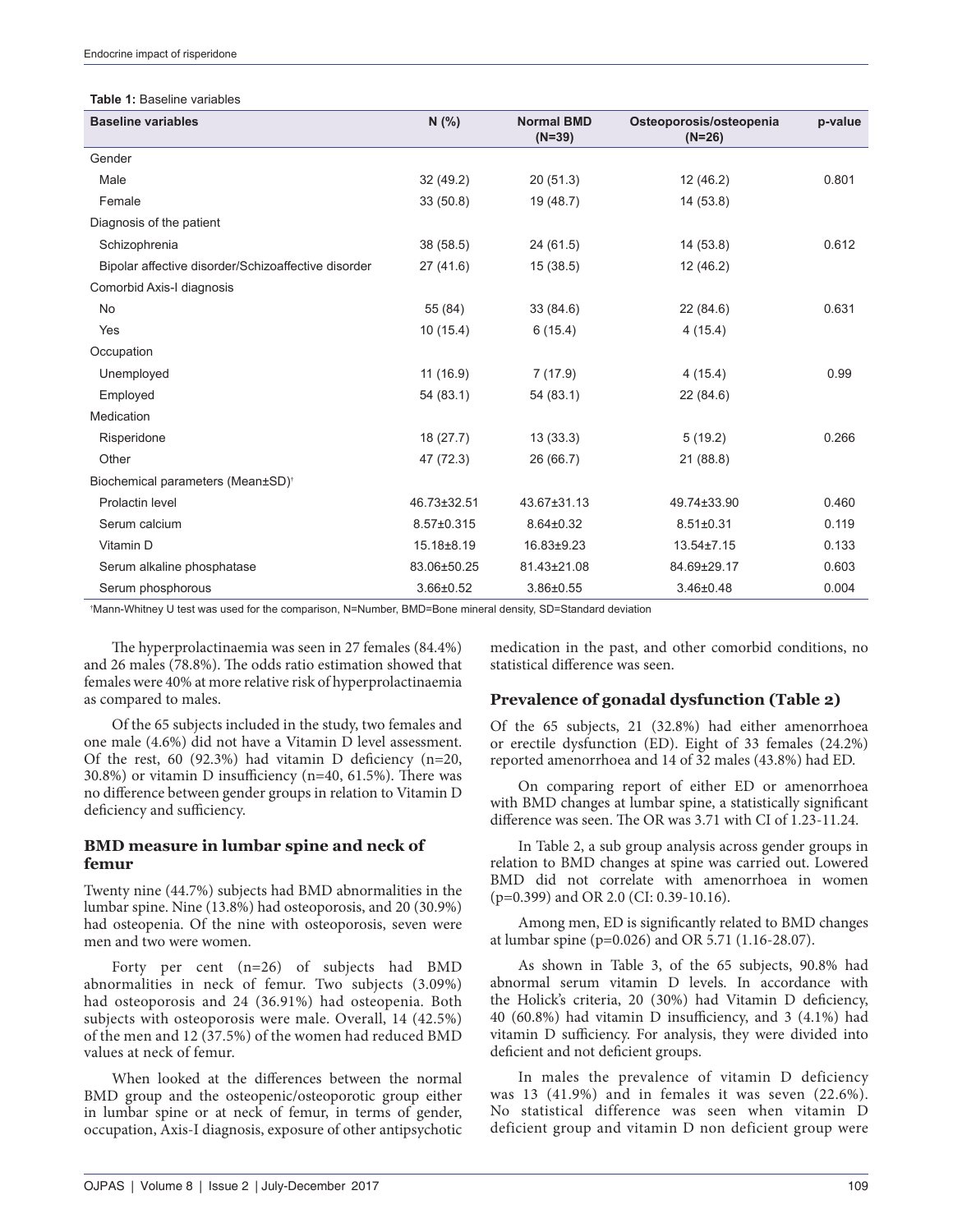**Table 1:** Baseline variables

| Baseline variables | N (%) | Normal BMD (N=39) | Osteoporosis/osteopenia (N=26) | p-value |
|---|---|---|---|---|
| Gender | | | | |
| Male | 32 (49.2) | 20 (51.3) | 12 (46.2) | 0.801 |
| Female | 33 (50.8) | 19 (48.7) | 14 (53.8) | |
| Diagnosis of the patient | | | | |
| Schizophrenia | 38 (58.5) | 24 (61.5) | 14 (53.8) | 0.612 |
| Bipolar affective disorder/Schizoaffective disorder | 27 (41.6) | 15 (38.5) | 12 (46.2) | |
| Comorbid Axis-I diagnosis | | | | |
| No | 55 (84) | 33 (84.6) | 22 (84.6) | 0.631 |
| Yes | 10 (15.4) | 6 (15.4) | 4 (15.4) | |
| Occupation | | | | |
| Unemployed | 11 (16.9) | 7 (17.9) | 4 (15.4) | 0.99 |
| Employed | 54 (83.1) | 54 (83.1) | 22 (84.6) | |
| Medication | | | | |
| Risperidone | 18 (27.7) | 13 (33.3) | 5 (19.2) | 0.266 |
| Other | 47 (72.3) | 26 (66.7) | 21 (88.8) | |
| Biochemical parameters (Mean±SD)† | | | | |
| Prolactin level | 46.73±32.51 | 43.67±31.13 | 49.74±33.90 | 0.460 |
| Serum calcium | 8.57±0.315 | 8.64±0.32 | 8.51±0.31 | 0.119 |
| Vitamin D | 15.18±8.19 | 16.83±9.23 | 13.54±7.15 | 0.133 |
| Serum alkaline phosphatase | 83.06±50.25 | 81.43±21.08 | 84.69±29.17 | 0.603 |
| Serum phosphorous | 3.66±0.52 | 3.86±0.55 | 3.46±0.48 | 0.004 |

†Mann-Whitney U test was used for the comparison, N=Number, BMD=Bone mineral density, SD=Standard deviation

The hyperprolactinaemia was seen in 27 females (84.4%) and 26 males (78.8%). The odds ratio estimation showed that females were 40% at more relative risk of hyperprolactinaemia as compared to males.

Of the 65 subjects included in the study, two females and one male (4.6%) did not have a Vitamin D level assessment. Of the rest, 60 (92.3%) had vitamin D deficiency (n=20, 30.8%) or vitamin D insufficiency (n=40, 61.5%). There was no difference between gender groups in relation to Vitamin D deficiency and sufficiency.

### BMD measure in lumbar spine and neck of femur

Twenty nine (44.7%) subjects had BMD abnormalities in the lumbar spine. Nine (13.8%) had osteoporosis, and 20 (30.9%) had osteopenia. Of the nine with osteoporosis, seven were men and two were women.

Forty per cent (n=26) of subjects had BMD abnormalities in neck of femur. Two subjects (3.09%) had osteoporosis and 24 (36.91%) had osteopenia. Both subjects with osteoporosis were male. Overall, 14 (42.5%) of the men and 12 (37.5%) of the women had reduced BMD values at neck of femur.

When looked at the differences between the normal BMD group and the osteopenic/osteoporotic group either in lumbar spine or at neck of femur, in terms of gender, occupation, Axis-I diagnosis, exposure of other antipsychotic medication in the past, and other comorbid conditions, no statistical difference was seen.

### Prevalence of gonadal dysfunction (Table 2)

Of the 65 subjects, 21 (32.8%) had either amenorrhoea or erectile dysfunction (ED). Eight of 33 females (24.2%) reported amenorrhoea and 14 of 32 males (43.8%) had ED.

On comparing report of either ED or amenorrhoea with BMD changes at lumbar spine, a statistically significant difference was seen. The OR was 3.71 with CI of 1.23-11.24.

In Table 2, a sub group analysis across gender groups in relation to BMD changes at spine was carried out. Lowered BMD did not correlate with amenorrhoea in women (p=0.399) and OR 2.0 (CI: 0.39-10.16).

Among men, ED is significantly related to BMD changes at lumbar spine (p=0.026) and OR 5.71 (1.16-28.07).

As shown in Table 3, of the 65 subjects, 90.8% had abnormal serum vitamin D levels. In accordance with the Holick's criteria, 20 (30%) had Vitamin D deficiency, 40 (60.8%) had vitamin D insufficiency, and 3 (4.1%) had vitamin D sufficiency. For analysis, they were divided into deficient and not deficient groups.

In males the prevalence of vitamin D deficiency was 13 (41.9%) and in females it was seven (22.6%). No statistical difference was seen when vitamin D deficient group and vitamin D non deficient group were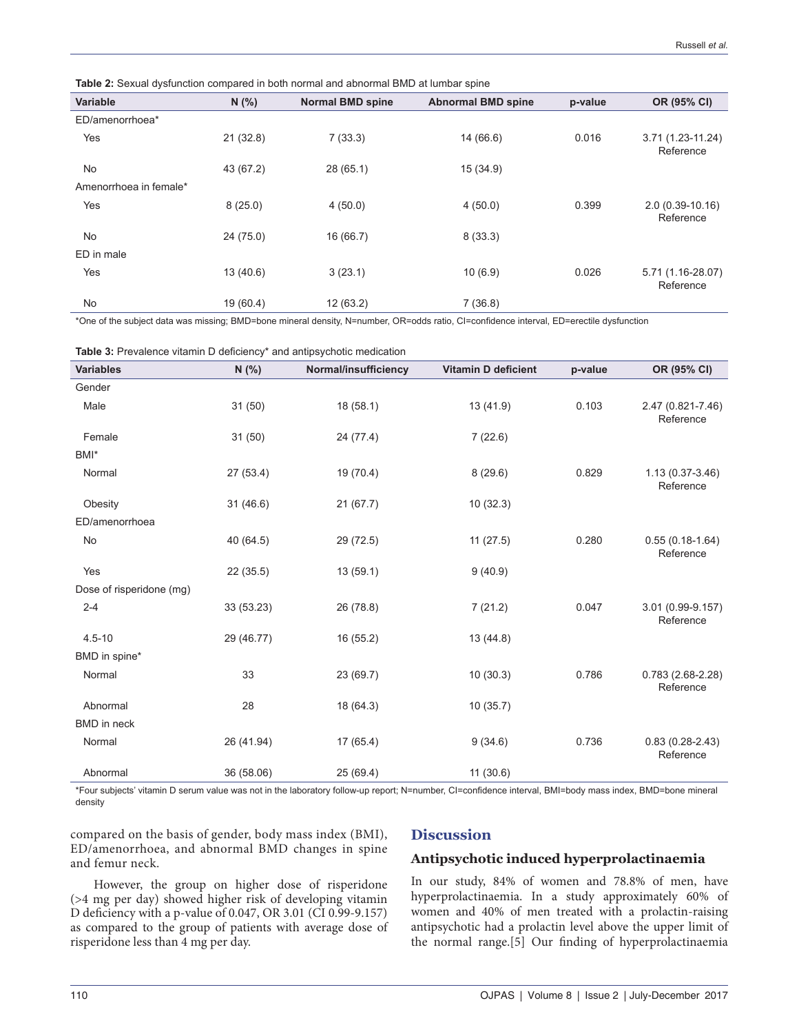**Table 2:** Sexual dysfunction compared in both normal and abnormal BMD at lumbar spine

| Variable | N (%) | Normal BMD spine | Abnormal BMD spine | p-value | OR (95% CI) |
|---|---|---|---|---|---|
| ED/amenorrhoea* | | | | | |
| Yes | 21 (32.8) | 7 (33.3) | 14 (66.6) | 0.016 | 3.71 (1.23-11.24) Reference |
| No | 43 (67.2) | 28 (65.1) | 15 (34.9) | | |
| Amenorrhoea in female* | | | | | |
| Yes | 8 (25.0) | 4 (50.0) | 4 (50.0) | 0.399 | 2.0 (0.39-10.16) Reference |
| No | 24 (75.0) | 16 (66.7) | 8 (33.3) | | |
| ED in male | | | | | |
| Yes | 13 (40.6) | 3 (23.1) | 10 (6.9) | 0.026 | 5.71 (1.16-28.07) Reference |
| No | 19 (60.4) | 12 (63.2) | 7 (36.8) | | |

*One of the subject data was missing; BMD=bone mineral density, N=number, OR=odds ratio, CI=confidence interval, ED=erectile dysfunction

**Table 3:** Prevalence vitamin D deficiency* and antipsychotic medication

| Variables | N (%) | Normal/insufficiency | Vitamin D deficient | p-value | OR (95% CI) |
|---|---|---|---|---|---|
| Gender | | | | | |
| Male | 31 (50) | 18 (58.1) | 13 (41.9) | 0.103 | 2.47 (0.821-7.46) Reference |
| Female | 31 (50) | 24 (77.4) | 7 (22.6) | | |
| BMI* | | | | | |
| Normal | 27 (53.4) | 19 (70.4) | 8 (29.6) | 0.829 | 1.13 (0.37-3.46) Reference |
| Obesity | 31 (46.6) | 21 (67.7) | 10 (32.3) | | |
| ED/amenorrhoea | | | | | |
| No | 40 (64.5) | 29 (72.5) | 11 (27.5) | 0.280 | 0.55 (0.18-1.64) Reference |
| Yes | 22 (35.5) | 13 (59.1) | 9 (40.9) | | |
| Dose of risperidone (mg) | | | | | |
| 2-4 | 33 (53.23) | 26 (78.8) | 7 (21.2) | 0.047 | 3.01 (0.99-9.157) Reference |
| 4.5-10 | 29 (46.77) | 16 (55.2) | 13 (44.8) | | |
| BMD in spine* | | | | | |
| Normal | 33 | 23 (69.7) | 10 (30.3) | 0.786 | 0.783 (2.68-2.28) Reference |
| Abnormal | 28 | 18 (64.3) | 10 (35.7) | | |
| BMD in neck | | | | | |
| Normal | 26 (41.94) | 17 (65.4) | 9 (34.6) | 0.736 | 0.83 (0.28-2.43) Reference |
| Abnormal | 36 (58.06) | 25 (69.4) | 11 (30.6) | | |

*Four subjects' vitamin D serum value was not in the laboratory follow-up report; N=number, CI=confidence interval, BMI=body mass index, BMD=bone mineral density

compared on the basis of gender, body mass index (BMI), ED/amenorrhoea, and abnormal BMD changes in spine and femur neck.

However, the group on higher dose of risperidone (>4 mg per day) showed higher risk of developing vitamin D deficiency with a p-value of 0.047, OR 3.01 (CI 0.99-9.157) as compared to the group of patients with average dose of risperidone less than 4 mg per day.

## Discussion

### Antipsychotic induced hyperprolactinaemia

In our study, 84% of women and 78.8% of men, have hyperprolactinaemia. In a study approximately 60% of women and 40% of men treated with a prolactin-raising antipsychotic had a prolactin level above the upper limit of the normal range.[5] Our finding of hyperprolactinaemia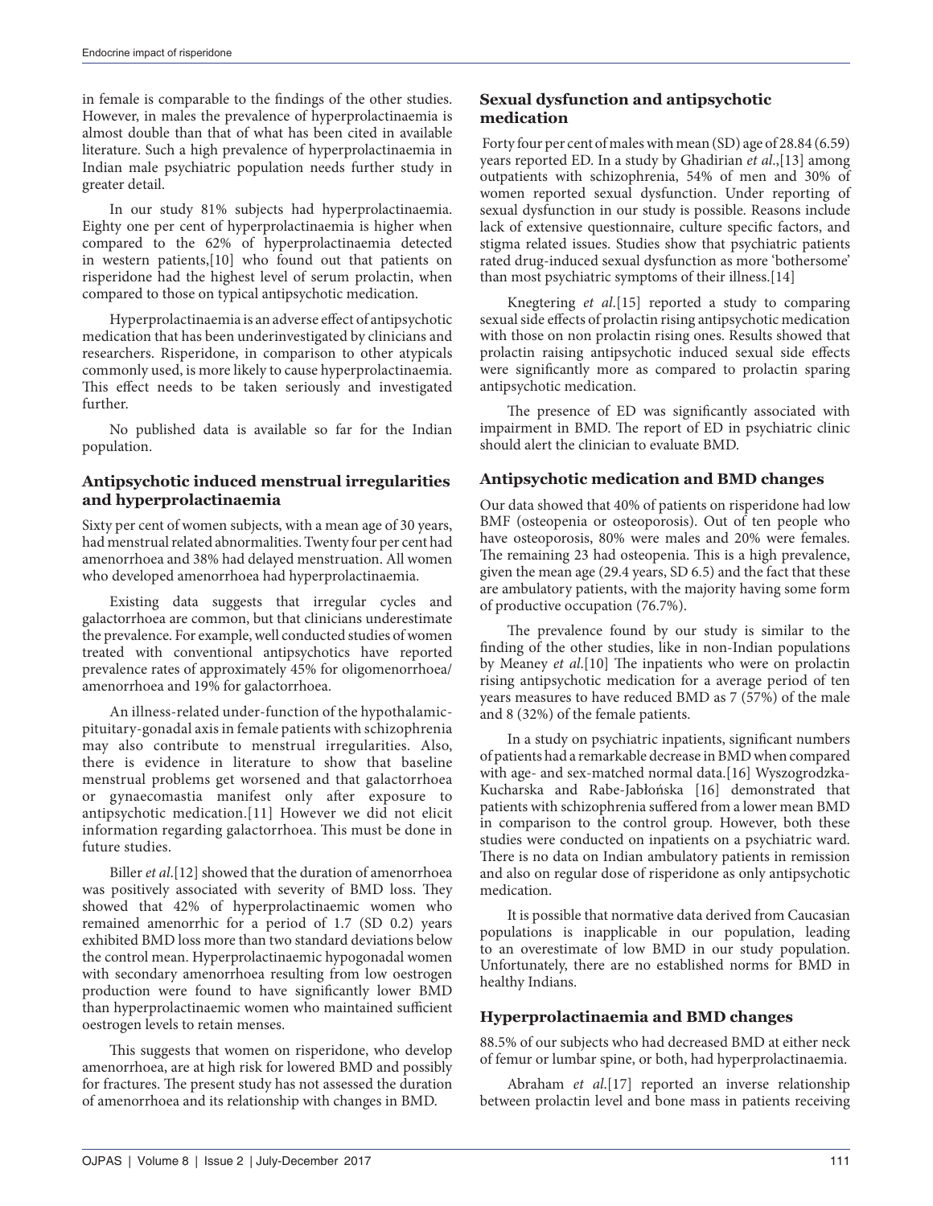in female is comparable to the findings of the other studies. However, in males the prevalence of hyperprolactinaemia is almost double than that of what has been cited in available literature. Such a high prevalence of hyperprolactinaemia in Indian male psychiatric population needs further study in greater detail.

In our study 81% subjects had hyperprolactinaemia. Eighty one per cent of hyperprolactinaemia is higher when compared to the 62% of hyperprolactinaemia detected in western patients,[10] who found out that patients on risperidone had the highest level of serum prolactin, when compared to those on typical antipsychotic medication.

Hyperprolactinaemia is an adverse effect of antipsychotic medication that has been underinvestigated by clinicians and researchers. Risperidone, in comparison to other atypicals commonly used, is more likely to cause hyperprolactinaemia. This effect needs to be taken seriously and investigated further.

No published data is available so far for the Indian population.

### Antipsychotic induced menstrual irregularities and hyperprolactinaemia

Sixty per cent of women subjects, with a mean age of 30 years, had menstrual related abnormalities. Twenty four per cent had amenorrhoea and 38% had delayed menstruation. All women who developed amenorrhoea had hyperprolactinaemia.

Existing data suggests that irregular cycles and galactorrhoea are common, but that clinicians underestimate the prevalence. For example, well conducted studies of women treated with conventional antipsychotics have reported prevalence rates of approximately 45% for oligomenorrhoea/amenorrhoea and 19% for galactorrhoea.

An illness-related under-function of the hypothalamic-pituitary-gonadal axis in female patients with schizophrenia may also contribute to menstrual irregularities. Also, there is evidence in literature to show that baseline menstrual problems get worsened and that galactorrhoea or gynaecomastia manifest only after exposure to antipsychotic medication.[11] However we did not elicit information regarding galactorrhoea. This must be done in future studies.

Biller *et al*.[12] showed that the duration of amenorrhoea was positively associated with severity of BMD loss. They showed that 42% of hyperprolactinaemic women who remained amenorrhic for a period of 1.7 (SD 0.2) years exhibited BMD loss more than two standard deviations below the control mean. Hyperprolactinaemic hypogonadal women with secondary amenorrhoea resulting from low oestrogen production were found to have significantly lower BMD than hyperprolactinaemic women who maintained sufficient oestrogen levels to retain menses.

This suggests that women on risperidone, who develop amenorrhoea, are at high risk for lowered BMD and possibly for fractures. The present study has not assessed the duration of amenorrhoea and its relationship with changes in BMD.

### Sexual dysfunction and antipsychotic medication

Forty four per cent of males with mean (SD) age of 28.84 (6.59) years reported ED. In a study by Ghadirian *et al*.,[13] among outpatients with schizophrenia, 54% of men and 30% of women reported sexual dysfunction. Under reporting of sexual dysfunction in our study is possible. Reasons include lack of extensive questionnaire, culture specific factors, and stigma related issues. Studies show that psychiatric patients rated drug-induced sexual dysfunction as more 'bothersome' than most psychiatric symptoms of their illness.[14]

Knegtering *et al.*[15] reported a study to comparing sexual side effects of prolactin rising antipsychotic medication with those on non prolactin rising ones. Results showed that prolactin raising antipsychotic induced sexual side effects were significantly more as compared to prolactin sparing antipsychotic medication.

The presence of ED was significantly associated with impairment in BMD. The report of ED in psychiatric clinic should alert the clinician to evaluate BMD.

### Antipsychotic medication and BMD changes

Our data showed that 40% of patients on risperidone had low BMF (osteopenia or osteoporosis). Out of ten people who have osteoporosis, 80% were males and 20% were females. The remaining 23 had osteopenia. This is a high prevalence, given the mean age (29.4 years, SD 6.5) and the fact that these are ambulatory patients, with the majority having some form of productive occupation (76.7%).

The prevalence found by our study is similar to the finding of the other studies, like in non-Indian populations by Meaney *et al*.[10] The inpatients who were on prolactin rising antipsychotic medication for a average period of ten years measures to have reduced BMD as 7 (57%) of the male and 8 (32%) of the female patients.

In a study on psychiatric inpatients, significant numbers of patients had a remarkable decrease in BMD when compared with age- and sex-matched normal data.[16] Wyszogrodzka-Kucharska and Rabe-Jabłońska [16] demonstrated that patients with schizophrenia suffered from a lower mean BMD in comparison to the control group. However, both these studies were conducted on inpatients on a psychiatric ward. There is no data on Indian ambulatory patients in remission and also on regular dose of risperidone as only antipsychotic medication.

It is possible that normative data derived from Caucasian populations is inapplicable in our population, leading to an overestimate of low BMD in our study population. Unfortunately, there are no established norms for BMD in healthy Indians.

### Hyperprolactinaemia and BMD changes

88.5% of our subjects who had decreased BMD at either neck of femur or lumbar spine, or both, had hyperprolactinaemia.

Abraham *et al.*[17] reported an inverse relationship between prolactin level and bone mass in patients receiving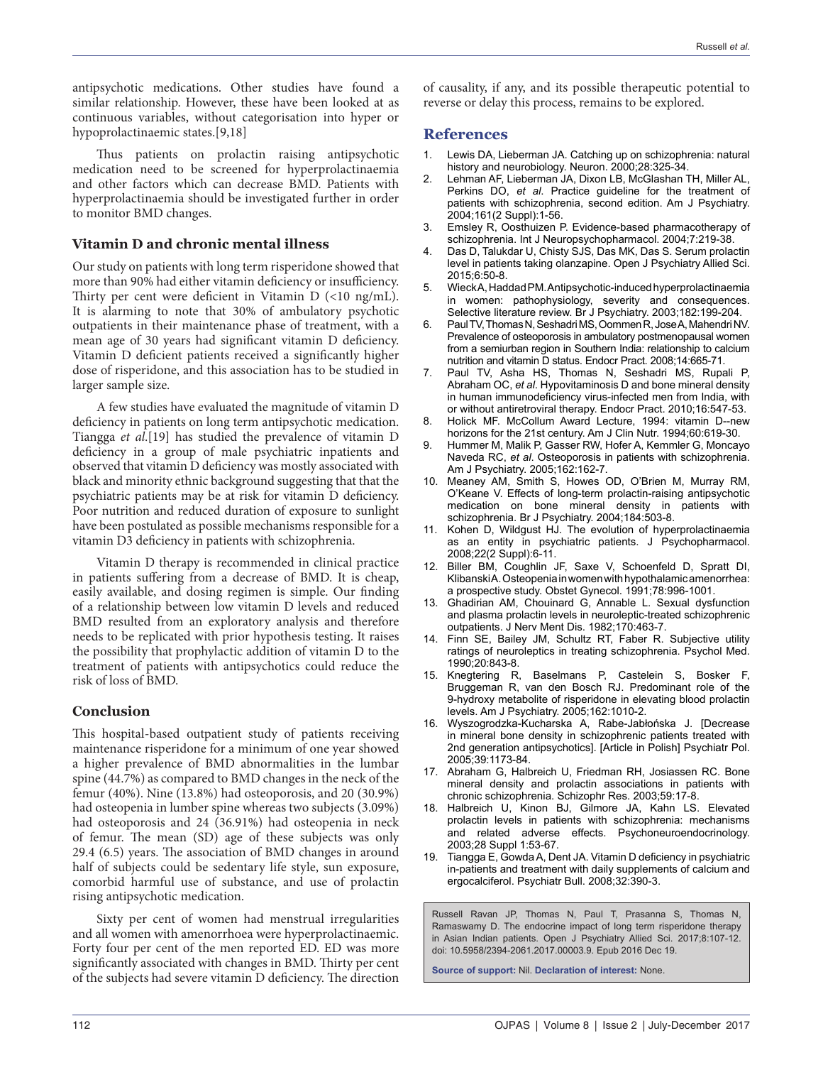antipsychotic medications. Other studies have found a similar relationship. However, these have been looked at as continuous variables, without categorisation into hyper or hypoprolactinaemic states.[9,18]

Thus patients on prolactin raising antipsychotic medication need to be screened for hyperprolactinaemia and other factors which can decrease BMD. Patients with hyperprolactinaemia should be investigated further in order to monitor BMD changes.

### Vitamin D and chronic mental illness

Our study on patients with long term risperidone showed that more than 90% had either vitamin deficiency or insufficiency. Thirty per cent were deficient in Vitamin D (<10 ng/mL). It is alarming to note that 30% of ambulatory psychotic outpatients in their maintenance phase of treatment, with a mean age of 30 years had significant vitamin D deficiency. Vitamin D deficient patients received a significantly higher dose of risperidone, and this association has to be studied in larger sample size.

A few studies have evaluated the magnitude of vitamin D deficiency in patients on long term antipsychotic medication. Tiangga *et al.*[19] has studied the prevalence of vitamin D deficiency in a group of male psychiatric inpatients and observed that vitamin D deficiency was mostly associated with black and minority ethnic background suggesting that that the psychiatric patients may be at risk for vitamin D deficiency. Poor nutrition and reduced duration of exposure to sunlight have been postulated as possible mechanisms responsible for a vitamin D3 deficiency in patients with schizophrenia.

Vitamin D therapy is recommended in clinical practice in patients suffering from a decrease of BMD. It is cheap, easily available, and dosing regimen is simple. Our finding of a relationship between low vitamin D levels and reduced BMD resulted from an exploratory analysis and therefore needs to be replicated with prior hypothesis testing. It raises the possibility that prophylactic addition of vitamin D to the treatment of patients with antipsychotics could reduce the risk of loss of BMD.

### Conclusion

This hospital-based outpatient study of patients receiving maintenance risperidone for a minimum of one year showed a higher prevalence of BMD abnormalities in the lumbar spine (44.7%) as compared to BMD changes in the neck of the femur (40%). Nine (13.8%) had osteoporosis, and 20 (30.9%) had osteopenia in lumber spine whereas two subjects (3.09%) had osteoporosis and 24 (36.91%) had osteopenia in neck of femur. The mean (SD) age of these subjects was only 29.4 (6.5) years. The association of BMD changes in around half of subjects could be sedentary life style, sun exposure, comorbid harmful use of substance, and use of prolactin rising antipsychotic medication.

Sixty per cent of women had menstrual irregularities and all women with amenorrhoea were hyperprolactinaemic. Forty four per cent of the men reported ED. ED was more significantly associated with changes in BMD. Thirty per cent of the subjects had severe vitamin D deficiency. The direction of causality, if any, and its possible therapeutic potential to reverse or delay this process, remains to be explored.

## References

1. Lewis DA, Lieberman JA. Catching up on schizophrenia: natural history and neurobiology. Neuron. 2000;28:325-34.
2. Lehman AF, Lieberman JA, Dixon LB, McGlashan TH, Miller AL, Perkins DO, *et al*. Practice guideline for the treatment of patients with schizophrenia, second edition. Am J Psychiatry. 2004;161(2 Suppl):1-56.
3. Emsley R, Oosthuizen P. Evidence-based pharmacotherapy of schizophrenia. Int J Neuropsychopharmacol. 2004;7:219-38.
4. Das D, Talukdar U, Chisty SJS, Das MK, Das S. Serum prolactin level in patients taking olanzapine. Open J Psychiatry Allied Sci. 2015;6:50-8.
5. Wieck A, Haddad PM. Antipsychotic-induced hyperprolactinaemia in women: pathophysiology, severity and consequences. Selective literature review. Br J Psychiatry. 2003;182:199-204.
6. Paul TV, Thomas N, Seshadri MS, Oommen R, Jose A, Mahendri NV. Prevalence of osteoporosis in ambulatory postmenopausal women from a semiurban region in Southern India: relationship to calcium nutrition and vitamin D status. Endocr Pract. 2008;14:665-71.
7. Paul TV, Asha HS, Thomas N, Seshadri MS, Rupali P, Abraham OC, *et al*. Hypovitaminosis D and bone mineral density in human immunodeficiency virus-infected men from India, with or without antiretroviral therapy. Endocr Pract. 2010;16:547-53.
8. Holick MF. McCollum Award Lecture, 1994: vitamin D--new horizons for the 21st century. Am J Clin Nutr. 1994;60:619-30.
9. Hummer M, Malik P, Gasser RW, Hofer A, Kemmler G, Moncayo Naveda RC, *et al*. Osteoporosis in patients with schizophrenia. Am J Psychiatry. 2005;162:162-7.
10. Meaney AM, Smith S, Howes OD, O'Brien M, Murray RM, O'Keane V. Effects of long-term prolactin-raising antipsychotic medication on bone mineral density in patients with schizophrenia. Br J Psychiatry. 2004;184:503-8.
11. Kohen D, Wildgust HJ. The evolution of hyperprolactinaemia as an entity in psychiatric patients. J Psychopharmacol. 2008;22(2 Suppl):6-11.
12. Biller BM, Coughlin JF, Saxe V, Schoenfeld D, Spratt DI, Klibanski A. Osteopenia in women with hypothalamic amenorrhea: a prospective study. Obstet Gynecol. 1991;78:996-1001.
13. Ghadirian AM, Chouinard G, Annable L. Sexual dysfunction and plasma prolactin levels in neuroleptic-treated schizophrenic outpatients. J Nerv Ment Dis. 1982;170:463-7.
14. Finn SE, Bailey JM, Schultz RT, Faber R. Subjective utility ratings of neuroleptics in treating schizophrenia. Psychol Med. 1990;20:843-8.
15. Knegtering R, Baselmans P, Castelein S, Bosker F, Bruggeman R, van den Bosch RJ. Predominant role of the 9-hydroxy metabolite of risperidone in elevating blood prolactin levels. Am J Psychiatry. 2005;162:1010-2.
16. Wyszogrodzka-Kucharska A, Rabe-Jabłońska J. [Decrease in mineral bone density in schizophrenic patients treated with 2nd generation antipsychotics]. [Article in Polish] Psychiatr Pol. 2005;39:1173-84.
17. Abraham G, Halbreich U, Friedman RH, Josiassen RC. Bone mineral density and prolactin associations in patients with chronic schizophrenia. Schizophr Res. 2003;59:17-8.
18. Halbreich U, Kinon BJ, Gilmore JA, Kahn LS. Elevated prolactin levels in patients with schizophrenia: mechanisms and related adverse effects. Psychoneuroendocrinology. 2003;28 Suppl 1:53-67.
19. Tiangga E, Gowda A, Dent JA. Vitamin D deficiency in psychiatric in-patients and treatment with daily supplements of calcium and ergocalciferol. Psychiatr Bull. 2008;32:390-3.

Russell Ravan JP, Thomas N, Paul T, Prasanna S, Thomas N, Ramaswamy D. The endocrine impact of long term risperidone therapy in Asian Indian patients. Open J Psychiatry Allied Sci. 2017;8:107-12. doi: 10.5958/2394-2061.2017.00003.9. Epub 2016 Dec 19.

**Source of support:** Nil. **Declaration of interest:** None.